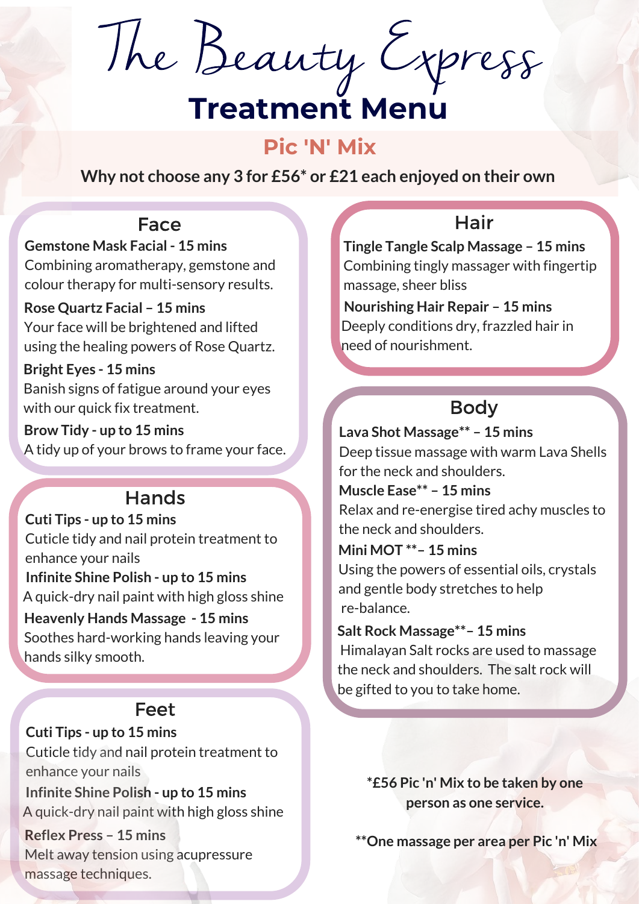# The Beauty Express

## Treatment Menu

### Pic 'N' Mix

**Why not choose any 3 for £56* or £21 each enjoyed on their own**

### Face

**Gemstone Mask Facial - 15 mins**
Combining aromatherapy, gemstone and colour therapy for multi-sensory results.

**Rose Quartz Facial – 15 mins**
Your face will be brightened and lifted using the healing powers of Rose Quartz.

**Bright Eyes - 15 mins**
Banish signs of fatigue around your eyes with our quick fix treatment.

**Brow Tidy - up to 15 mins**
A tidy up of your brows to frame your face.

### Hands

**Cuti Tips - up to 15 mins**
Cuticle tidy and nail protein treatment to enhance your nails

**Infinite Shine Polish - up to 15 mins**
A quick-dry nail paint with high gloss shine

**Heavenly Hands Massage - 15 mins**
Soothes hard-working hands leaving your hands silky smooth.

### Feet

**Cuti Tips - up to 15 mins**
Cuticle tidy and nail protein treatment to enhance your nails

**Infinite Shine Polish - up to 15 mins**
A quick-dry nail paint with high gloss shine

**Reflex Press – 15 mins**
Melt away tension using acupressure massage techniques.

### Hair

**Tingle Tangle Scalp Massage – 15 mins**
Combining tingly massager with fingertip massage, sheer bliss

**Nourishing Hair Repair – 15 mins**
Deeply conditions dry, frazzled hair in need of nourishment.

### Body

**Lava Shot Massage** – 15 mins**
Deep tissue massage with warm Lava Shells for the neck and shoulders.

**Muscle Ease** – 15 mins**
Relax and re-energise tired achy muscles to the neck and shoulders.

**Mini MOT **– 15 mins**
Using the powers of essential oils, crystals and gentle body stretches to help re-balance.

**Salt Rock Massage**– 15 mins**
Himalayan Salt rocks are used to massage the neck and shoulders. The salt rock will be gifted to you to take home.

**\*£56 Pic 'n' Mix to be taken by one person as one service.**

**\*\*One massage per area per Pic 'n' Mix**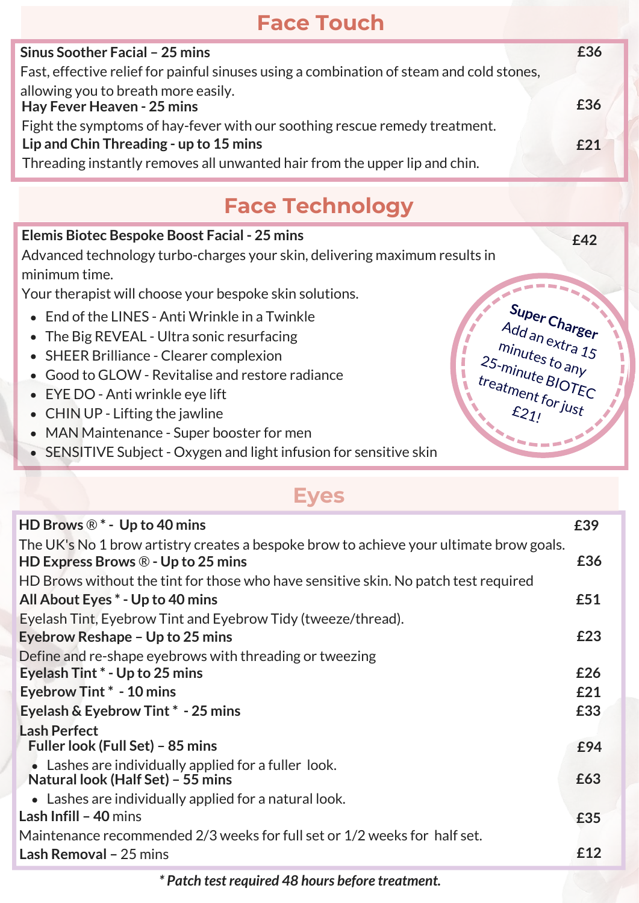## Face Touch

**Sinus Soother Facial – 25 mins** £36

Fast, effective relief for painful sinuses using a combination of steam and cold stones, allowing you to breath more easily.

**Hay Fever Heaven - 25 mins** £36

Fight the symptoms of hay-fever with our soothing rescue remedy treatment.

**Lip and Chin Threading - up to 15 mins** £21

Threading instantly removes all unwanted hair from the upper lip and chin.

## Face Technology

**Elemis Biotec Bespoke Boost Facial - 25 mins** £42

Advanced technology turbo-charges your skin, delivering maximum results in minimum time.

Your therapist will choose your bespoke skin solutions.

- End of the LINES - Anti Wrinkle in a Twinkle
- The Big REVEAL - Ultra sonic resurfacing
- SHEER Brilliance - Clearer complexion
- Good to GLOW - Revitalise and restore radiance
- EYE DO - Anti wrinkle eye lift
- CHIN UP - Lifting the jawline
- MAN Maintenance - Super booster for men
- SENSITIVE Subject - Oxygen and light infusion for sensitive skin

**Super Charger** Add an extra 15 minutes to any 25-minute BIOTEC treatment for just £21!

## Eyes

**HD Brows ® * - Up to 40 mins** £39

The UK's No 1 brow artistry creates a bespoke brow to achieve your ultimate brow goals.

**HD Express Brows ® - Up to 25 mins** £36

HD Brows without the tint for those who have sensitive skin. No patch test required

**All About Eyes * - Up to 40 mins** £51

Eyelash Tint, Eyebrow Tint and Eyebrow Tidy (tweeze/thread).

**Eyebrow Reshape – Up to 25 mins** £23

Define and re-shape eyebrows with threading or tweezing

**Eyelash Tint * - Up to 25 mins** £26

**Eyebrow Tint * - 10 mins** £21

**Eyelash & Eyebrow Tint * - 25 mins** £33

**Lash Perfect**

**Fuller look (Full Set) – 85 mins** £94

- Lashes are individually applied for a fuller look.

**Natural look (Half Set) – 55 mins** £63

- Lashes are individually applied for a natural look.

**Lash Infill – 40** mins £35

Maintenance recommended 2/3 weeks for full set or 1/2 weeks for half set.

**Lash Removal –** 25 mins £12

***Patch test required 48 hours before treatment.***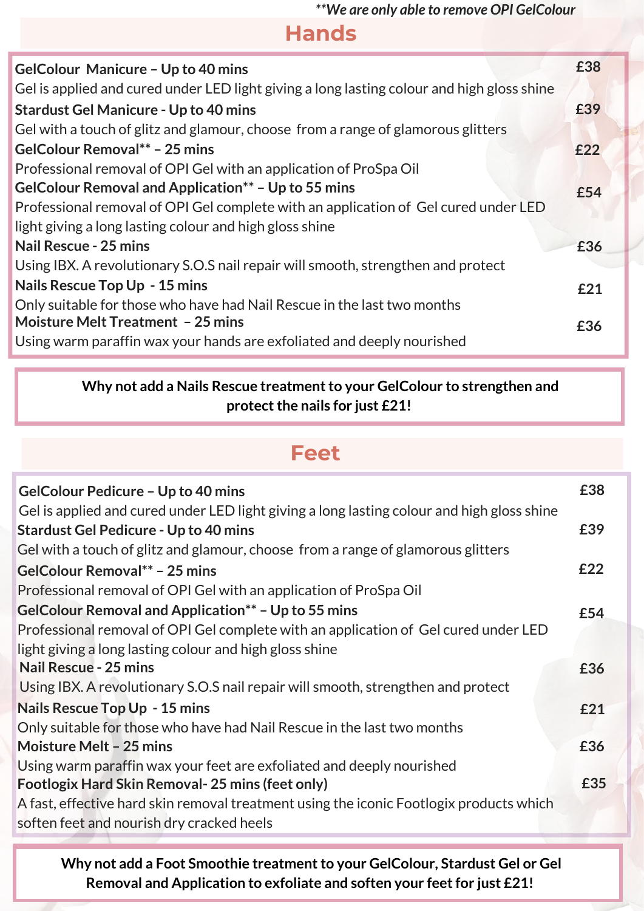*\*\*We are only able to remove OPI GelColour*

## Hands

**GelColour Manicure – Up to 40 mins** — £38
Gel is applied and cured under LED light giving a long lasting colour and high gloss shine

**Stardust Gel Manicure - Up to 40 mins** — £39
Gel with a touch of glitz and glamour, choose from a range of glamorous glitters

**GelColour Removal\*\* – 25 mins** — £22
Professional removal of OPI Gel with an application of ProSpa Oil

**GelColour Removal and Application\*\* – Up to 55 mins** — £54
Professional removal of OPI Gel complete with an application of Gel cured under LED light giving a long lasting colour and high gloss shine

**Nail Rescue - 25 mins** — £36
Using IBX. A revolutionary S.O.S nail repair will smooth, strengthen and protect

**Nails Rescue Top Up - 15 mins** — £21
Only suitable for those who have had Nail Rescue in the last two months

**Moisture Melt Treatment – 25 mins** — £36
Using warm paraffin wax your hands are exfoliated and deeply nourished

**Why not add a Nails Rescue treatment to your GelColour to strengthen and protect the nails for just £21!**

## Feet

**GelColour Pedicure – Up to 40 mins** — £38
Gel is applied and cured under LED light giving a long lasting colour and high gloss shine

**Stardust Gel Pedicure - Up to 40 mins** — £39
Gel with a touch of glitz and glamour, choose from a range of glamorous glitters

**GelColour Removal\*\* – 25 mins** — £22
Professional removal of OPI Gel with an application of ProSpa Oil

**GelColour Removal and Application\*\* – Up to 55 mins** — £54
Professional removal of OPI Gel complete with an application of Gel cured under LED light giving a long lasting colour and high gloss shine

**Nail Rescue - 25 mins** — £36
Using IBX. A revolutionary S.O.S nail repair will smooth, strengthen and protect

**Nails Rescue Top Up - 15 mins** — £21
Only suitable for those who have had Nail Rescue in the last two months

**Moisture Melt – 25 mins** — £36
Using warm paraffin wax your feet are exfoliated and deeply nourished

**Footlogix Hard Skin Removal- 25 mins (feet only)** — £35
A fast, effective hard skin removal treatment using the iconic Footlogix products which soften feet and nourish dry cracked heels

**Why not add a Foot Smoothie treatment to your GelColour, Stardust Gel or Gel Removal and Application to exfoliate and soften your feet for just £21!**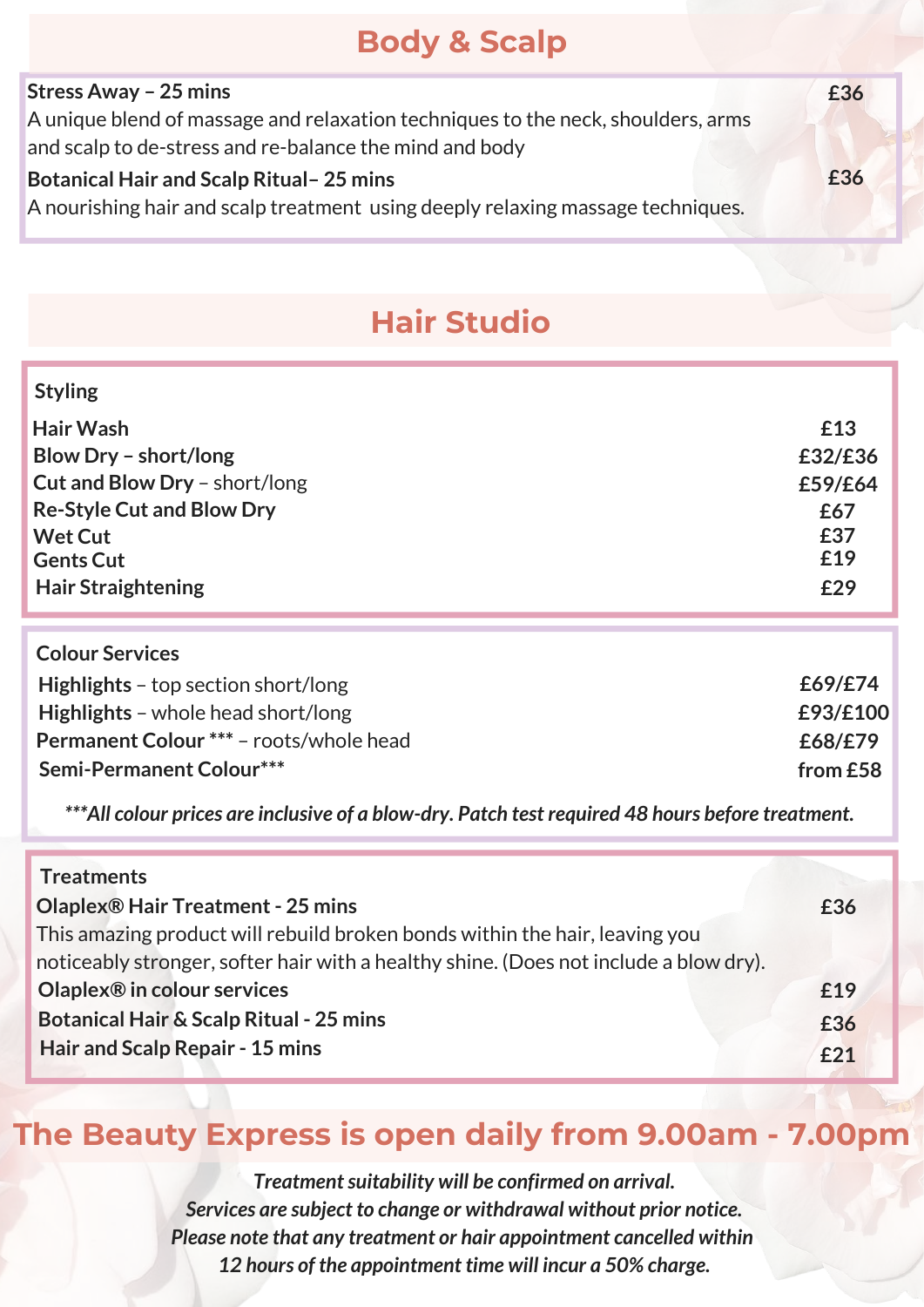## Body & Scalp

| | |
|---|---|
| **Stress Away – 25 mins**<br>A unique blend of massage and relaxation techniques to the neck, shoulders, arms and scalp to de-stress and re-balance the mind and body | **£36** |
| **Botanical Hair and Scalp Ritual– 25 mins**<br>A nourishing hair and scalp treatment using deeply relaxing massage techniques. | **£36** |

## Hair Studio

### Styling

| | |
|---|---|
| **Hair Wash** | **£13** |
| **Blow Dry – short/long** | **£32/£36** |
| **Cut and Blow Dry** – short/long | **£59/£64** |
| **Re-Style Cut and Blow Dry** | **£67** |
| **Wet Cut** | **£37** |
| **Gents Cut** | **£19** |
| **Hair Straightening** | **£29** |

### Colour Services

| | |
|---|---|
| **Highlights** – top section short/long | **£69/£74** |
| **Highlights** – whole head short/long | **£93/£100** |
| **Permanent Colour** *** – roots/whole head | **£68/£79** |
| **Semi-Permanent Colour*** ** | **from £58** |

***All colour prices are inclusive of a blow-dry. Patch test required 48 hours before treatment.***

### Treatments

| | |
|---|---|
| **Olaplex® Hair Treatment - 25 mins**<br>This amazing product will rebuild broken bonds within the hair, leaving you noticeably stronger, softer hair with a healthy shine. (Does not include a blow dry). | **£36** |
| **Olaplex® in colour services** | **£19** |
| **Botanical Hair & Scalp Ritual - 25 mins** | **£36** |
| **Hair and Scalp Repair - 15 mins** | **£21** |

## The Beauty Express is open daily from 9.00am - 7.00pm

***Treatment suitability will be confirmed on arrival.***
***Services are subject to change or withdrawal without prior notice.***
***Please note that any treatment or hair appointment cancelled within 12 hours of the appointment time will incur a 50% charge.***